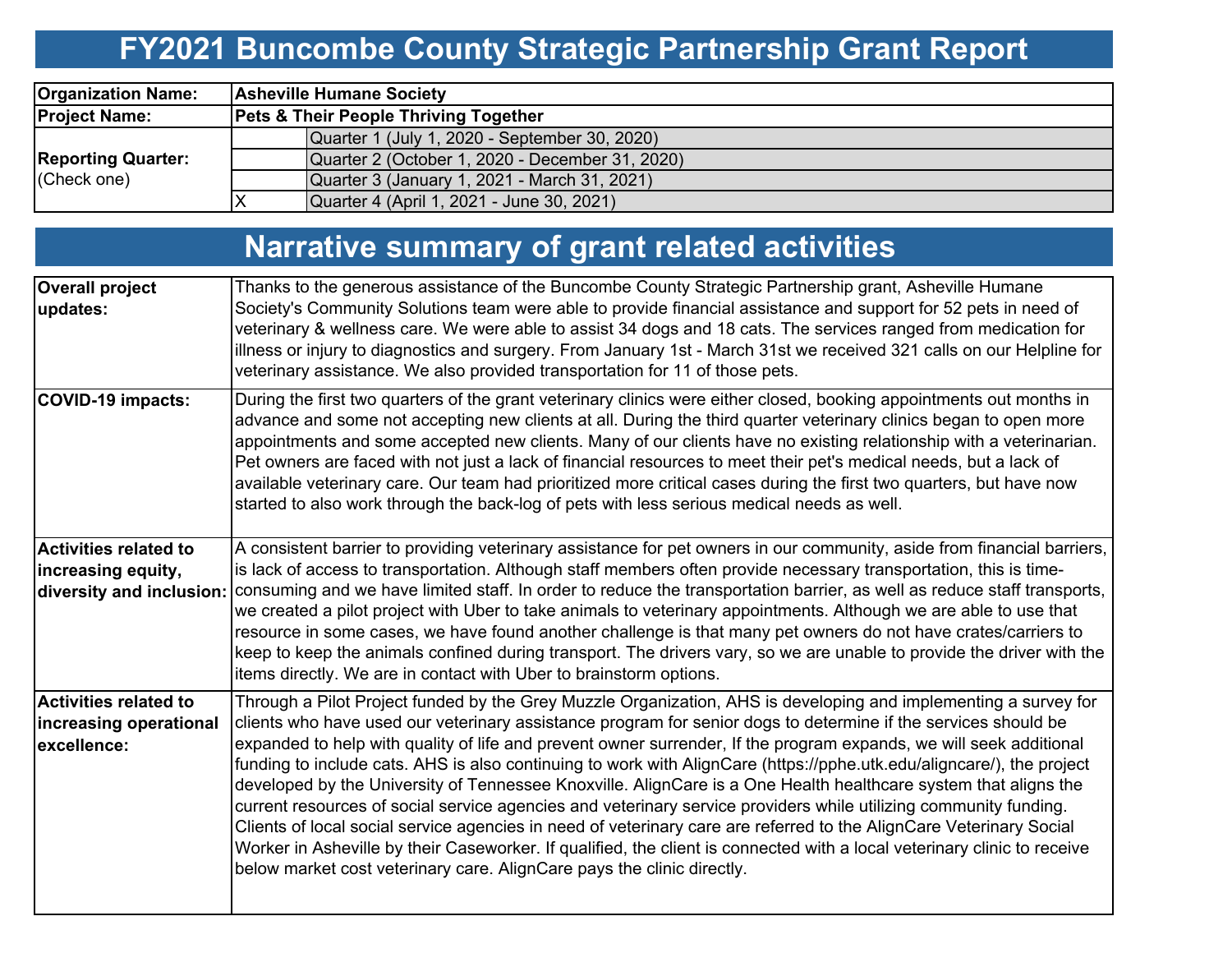# FY2021 Buncombe County Strategic Partnership Grant Report

| | | |
|---|---|---|
| **Organization Name:** | **Asheville Humane Society** | |
| **Project Name:** | **Pets & Their People Thriving Together** | |
| **Reporting Quarter:** (Check one) | | Quarter 1 (July 1, 2020 - September 30, 2020) |
| | | Quarter 2 (October 1, 2020 - December 31, 2020) |
| | | Quarter 3 (January 1, 2021 - March 31, 2021) |
| | X | Quarter 4 (April 1, 2021 - June 30, 2021) |

# Narrative summary of grant related activities

| | |
|---|---|
| **Overall project updates:** | Thanks to the generous assistance of the Buncombe County Strategic Partnership grant, Asheville Humane Society's Community Solutions team were able to provide financial assistance and support for 52 pets in need of veterinary & wellness care. We were able to assist 34 dogs and 18 cats. The services ranged from medication for illness or injury to diagnostics and surgery. From January 1st - March 31st we received 321 calls on our Helpline for veterinary assistance. We also provided transportation for 11 of those pets. |
| **COVID-19 impacts:** | During the first two quarters of the grant veterinary clinics were either closed, booking appointments out months in advance and some not accepting new clients at all. During the third quarter veterinary clinics began to open more appointments and some accepted new clients. Many of our clients have no existing relationship with a veterinarian. Pet owners are faced with not just a lack of financial resources to meet their pet's medical needs, but a lack of available veterinary care. Our team had prioritized more critical cases during the first two quarters, but have now started to also work through the back-log of pets with less serious medical needs as well. |
| **Activities related to increasing equity, diversity and inclusion:** | A consistent barrier to providing veterinary assistance for pet owners in our community, aside from financial barriers, is lack of access to transportation. Although staff members often provide necessary transportation, this is time-consuming and we have limited staff. In order to reduce the transportation barrier, as well as reduce staff transports, we created a pilot project with Uber to take animals to veterinary appointments. Although we are able to use that resource in some cases, we have found another challenge is that many pet owners do not have crates/carriers to keep to keep the animals confined during transport. The drivers vary, so we are unable to provide the driver with the items directly. We are in contact with Uber to brainstorm options. |
| **Activities related to increasing operational excellence:** | Through a Pilot Project funded by the Grey Muzzle Organization, AHS is developing and implementing a survey for clients who have used our veterinary assistance program for senior dogs to determine if the services should be expanded to help with quality of life and prevent owner surrender, If the program expands, we will seek additional funding to include cats. AHS is also continuing to work with AlignCare (https://pphe.utk.edu/aligncare/), the project developed by the University of Tennessee Knoxville. AlignCare is a One Health healthcare system that aligns the current resources of social service agencies and veterinary service providers while utilizing community funding. Clients of local social service agencies in need of veterinary care are referred to the AlignCare Veterinary Social Worker in Asheville by their Caseworker. If qualified, the client is connected with a local veterinary clinic to receive below market cost veterinary care. AlignCare pays the clinic directly. |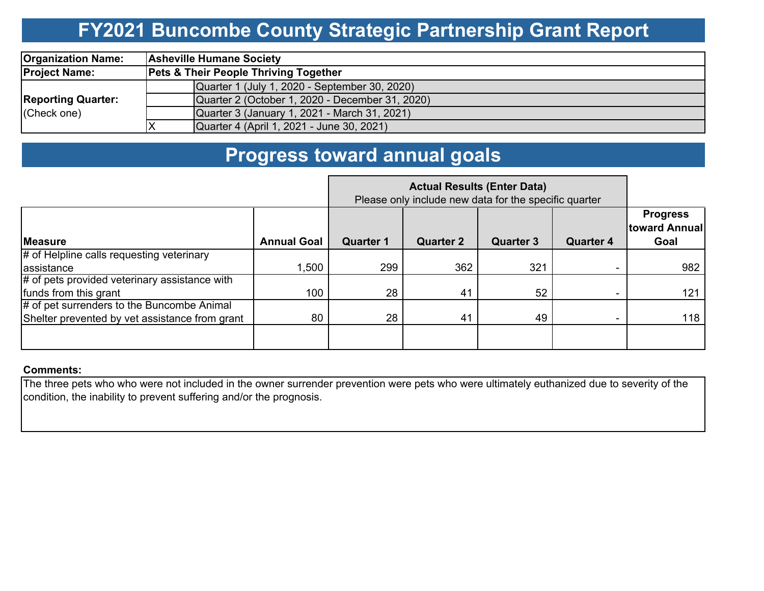# FY2021 Buncombe County Strategic Partnership Grant Report

| | | |
|---|---|---|
| **Organization Name:** | **Asheville Humane Society** | |
| **Project Name:** | **Pets & Their People Thriving Together** | |
| **Reporting Quarter:** (Check one) | | Quarter 1 (July 1, 2020 - September 30, 2020) |
| | | Quarter 2 (October 1, 2020 - December 31, 2020) |
| | | Quarter 3 (January 1, 2021 - March 31, 2021) |
| | X | Quarter 4 (April 1, 2021 - June 30, 2021) |

# Progress toward annual goals

| | | Actual Results (Enter Data) Please only include new data for the specific quarter | | | | |
|---|---|---|---|---|---|---|
| **Measure** | **Annual Goal** | **Quarter 1** | **Quarter 2** | **Quarter 3** | **Quarter 4** | **Progress toward Annual Goal** |
| # of Helpline calls requesting veterinary assistance | 1,500 | 299 | 362 | 321 | - | 982 |
| # of pets provided veterinary assistance with funds from this grant | 100 | 28 | 41 | 52 | - | 121 |
| # of pet surrenders to the Buncombe Animal Shelter prevented by vet assistance from grant | 80 | 28 | 41 | 49 | - | 118 |
| | | | | | | |

**Comments:**

The three pets who who were not included in the owner surrender prevention were pets who were ultimately euthanized due to severity of the condition, the inability to prevent suffering and/or the prognosis.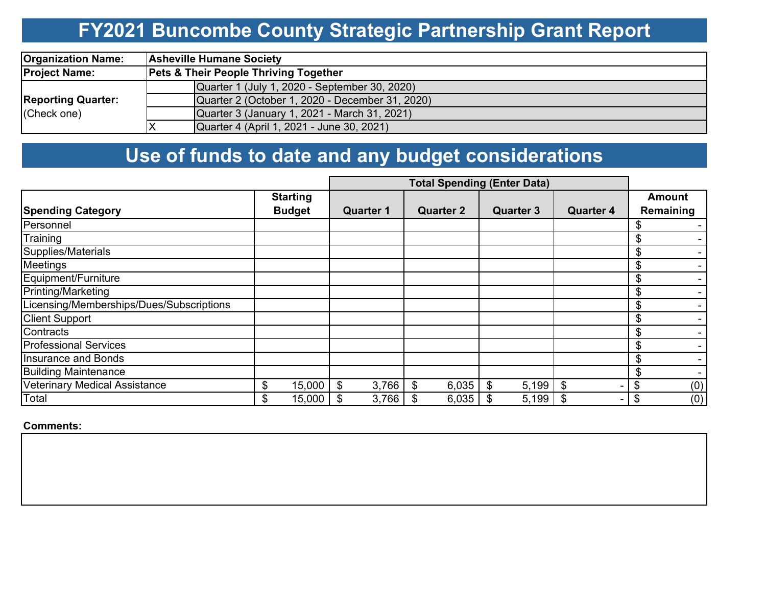# FY2021 Buncombe County Strategic Partnership Grant Report

| | | |
|---|---|---|
| **Organization Name:** | **Asheville Humane Society** | |
| **Project Name:** | **Pets & Their People Thriving Together** | |
| **Reporting Quarter:** (Check one) | | Quarter 1 (July 1, 2020 - September 30, 2020) |
| | | Quarter 2 (October 1, 2020 - December 31, 2020) |
| | | Quarter 3 (January 1, 2021 - March 31, 2021) |
| | X | Quarter 4 (April 1, 2021 - June 30, 2021) |

# Use of funds to date and any budget considerations

| | | Total Spending (Enter Data) | | | | |
|---|---|---|---|---|---|---|
| **Spending Category** | **Starting Budget** | **Quarter 1** | **Quarter 2** | **Quarter 3** | **Quarter 4** | **Amount Remaining** |
| Personnel | | | | | | $ - |
| Training | | | | | | $ - |
| Supplies/Materials | | | | | | $ - |
| Meetings | | | | | | $ - |
| Equipment/Furniture | | | | | | $ - |
| Printing/Marketing | | | | | | $ - |
| Licensing/Memberships/Dues/Subscriptions | | | | | | $ - |
| Client Support | | | | | | $ - |
| Contracts | | | | | | $ - |
| Professional Services | | | | | | $ - |
| Insurance and Bonds | | | | | | $ - |
| Building Maintenance | | | | | | $ - |
| Veterinary Medical Assistance | $ 15,000 | $ 3,766 | $ 6,035 | $ 5,199 | $ - | $ (0) |
| Total | $ 15,000 | $ 3,766 | $ 6,035 | $ 5,199 | $ - | $ (0) |

**Comments:**